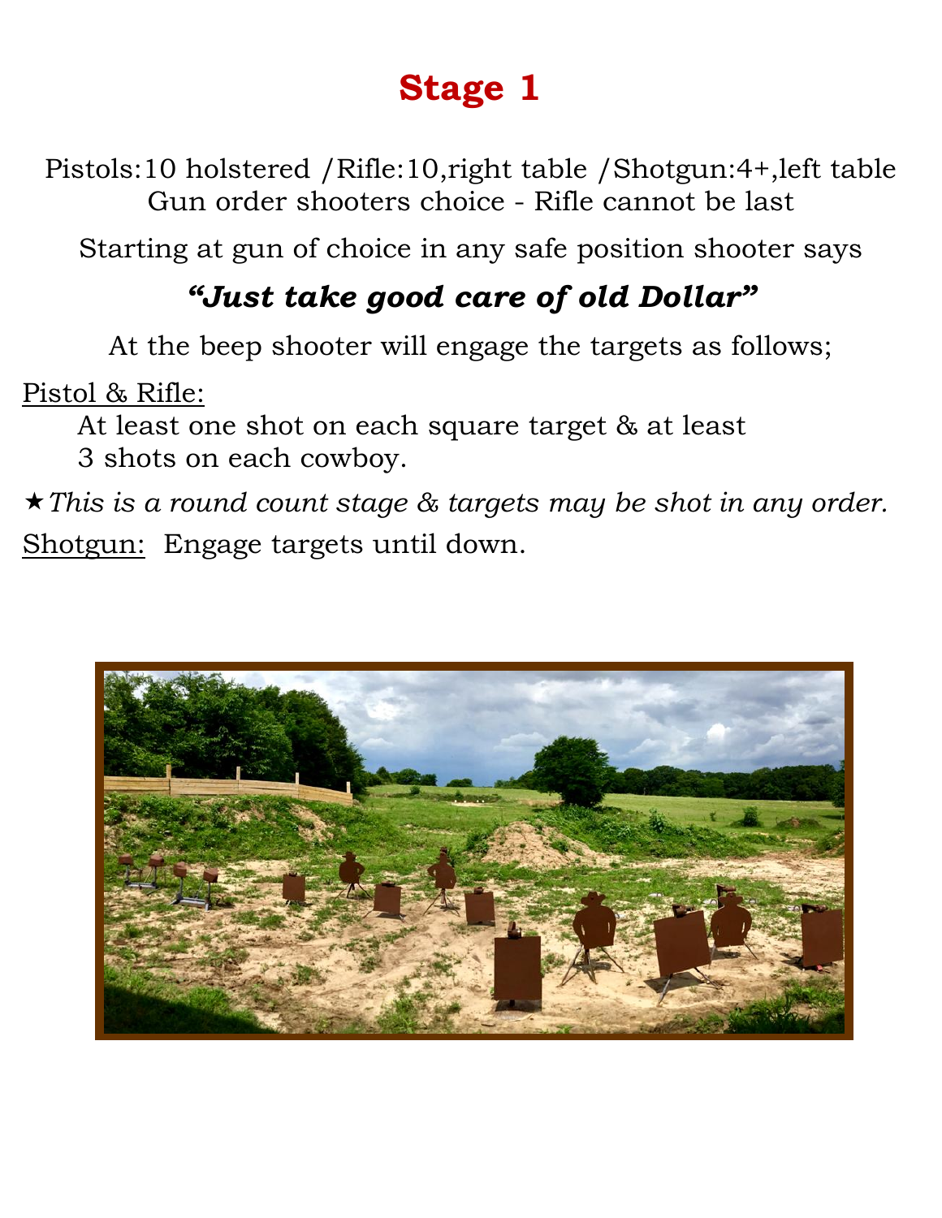# Stage 1

Pistols:10 holstered /Rifle:10,right table /Shotgun:4+,left table
Gun order shooters choice - Rifle cannot be last

Starting at gun of choice in any safe position shooter says

### ***"Just take good care of old Dollar"***

At the beep shooter will engage the targets as follows;

<u>Pistol & Rifle:</u>

At least one shot on each square target & at least 3 shots on each cowboy.

★*This is a round count stage & targets may be shot in any order.*

<u>Shotgun:</u> Engage targets until down.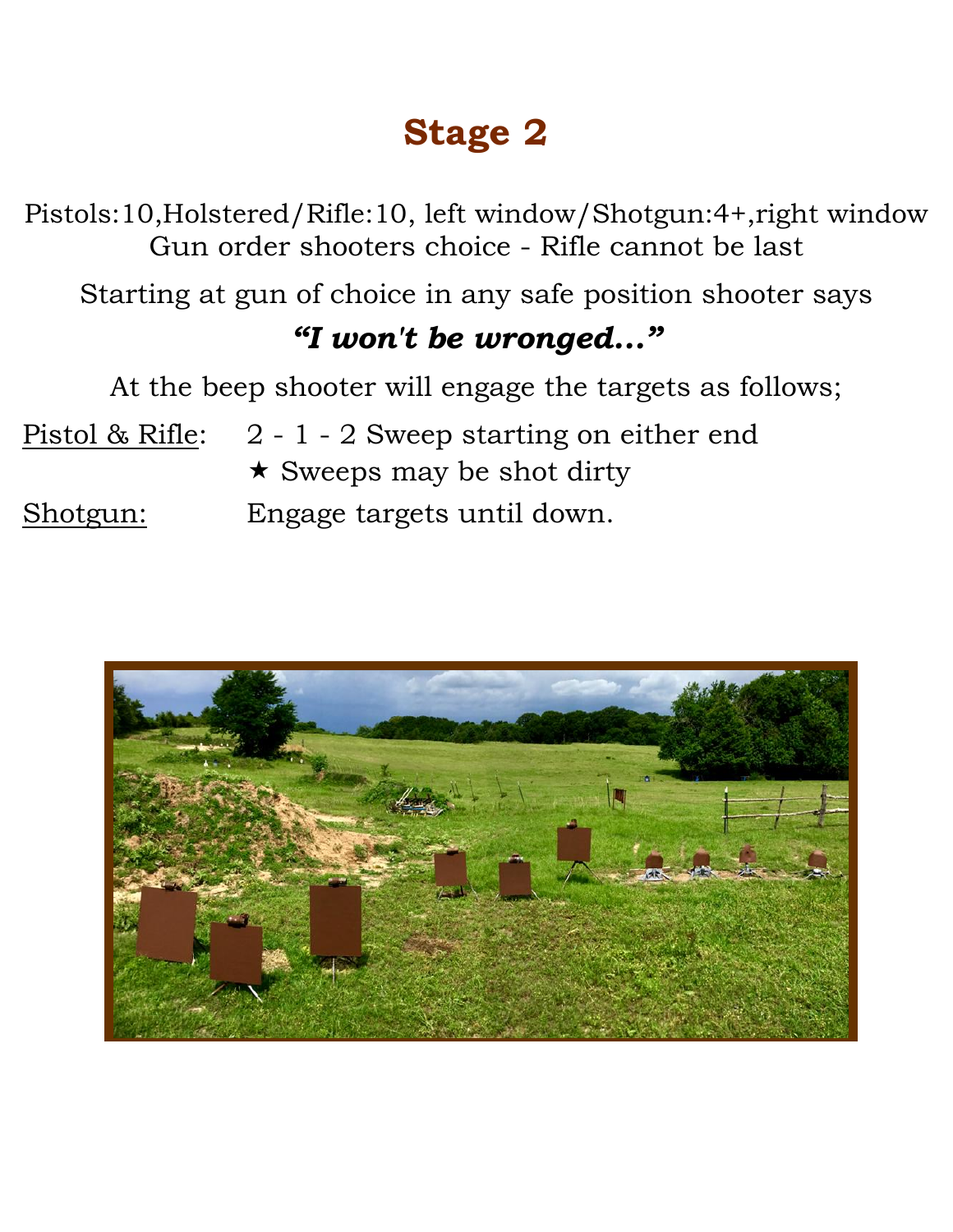# Stage 2

Pistols:10,Holstered/Rifle:10, left window/Shotgun:4+,right window
Gun order shooters choice - Rifle cannot be last

Starting at gun of choice in any safe position shooter says

***"I won't be wronged..."***

At the beep shooter will engage the targets as follows;

<u>Pistol & Rifle</u>: 2 - 1 - 2 Sweep starting on either end
★ Sweeps may be shot dirty

<u>Shotgun:</u> Engage targets until down.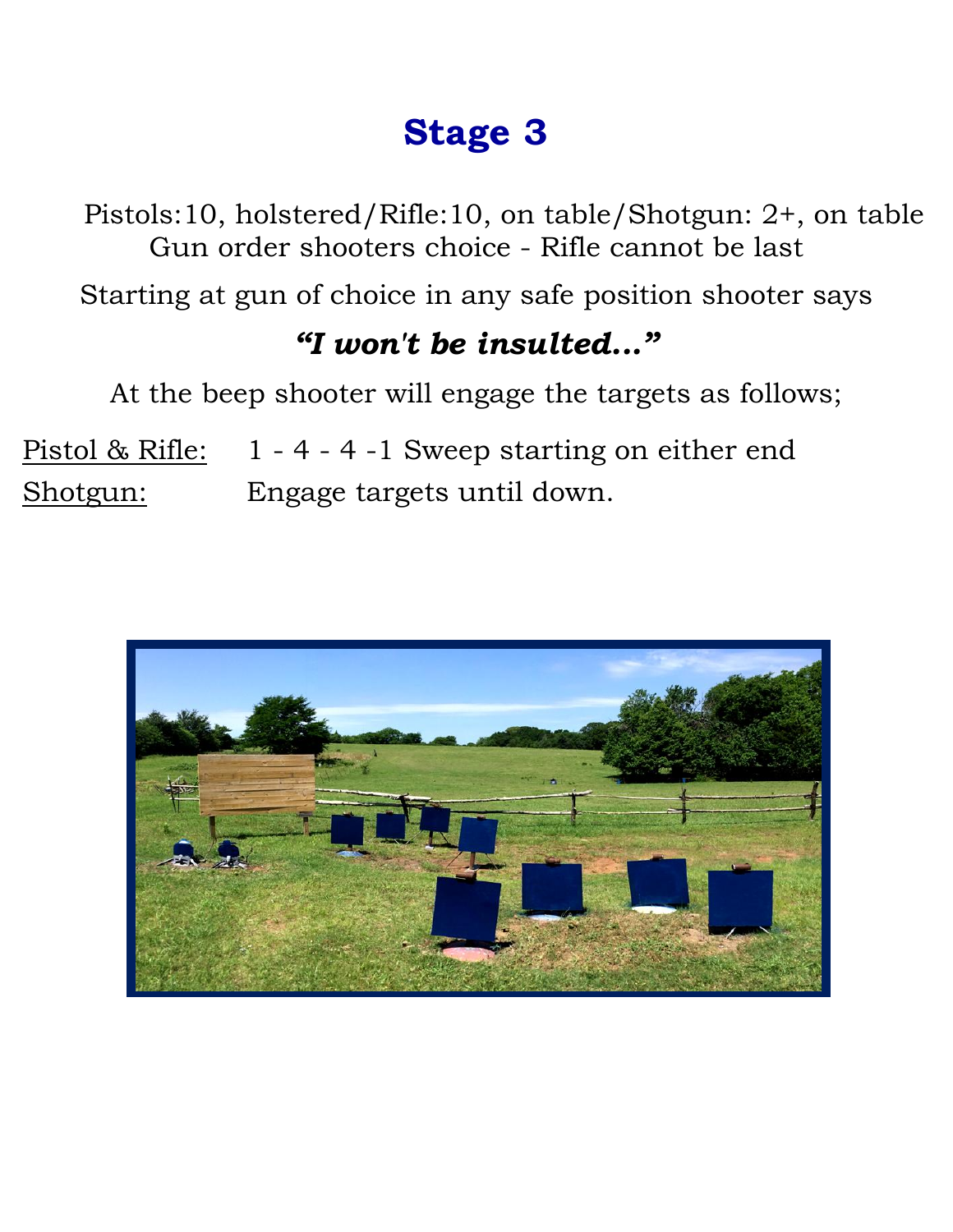# Stage 3

Pistols:10, holstered/Rifle:10, on table/Shotgun: 2+, on table
Gun order shooters choice - Rifle cannot be last

Starting at gun of choice in any safe position shooter says

***"I won't be insulted..."***

At the beep shooter will engage the targets as follows;

Pistol & Rifle: 1 - 4 - 4 -1 Sweep starting on either end

Shotgun: Engage targets until down.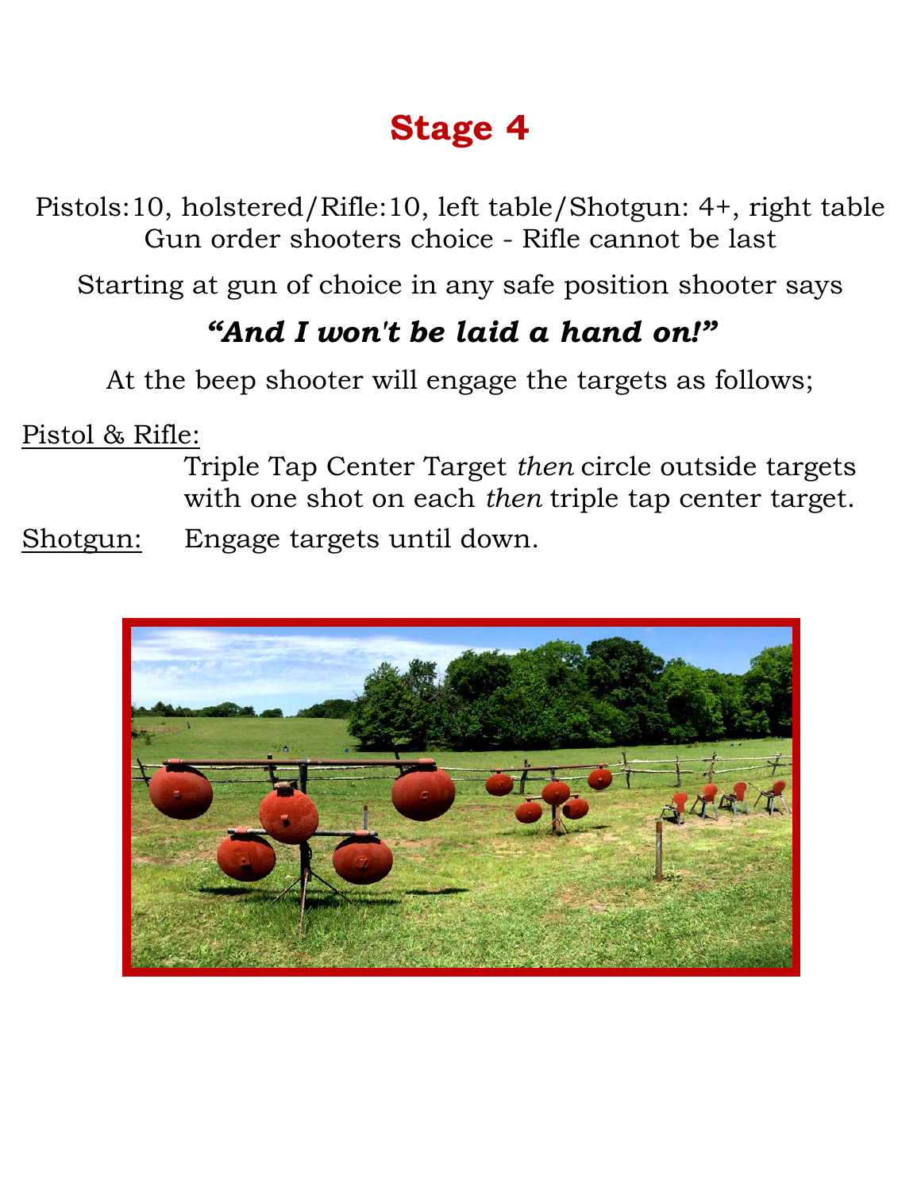# Stage 4

Pistols:10, holstered/Rifle:10, left table/Shotgun: 4+, right table
Gun order shooters choice - Rifle cannot be last

Starting at gun of choice in any safe position shooter says

***"And I won't be laid a hand on!"***

At the beep shooter will engage the targets as follows;

Pistol & Rifle:

Triple Tap Center Target *then* circle outside targets with one shot on each *then* triple tap center target.

Shotgun: Engage targets until down.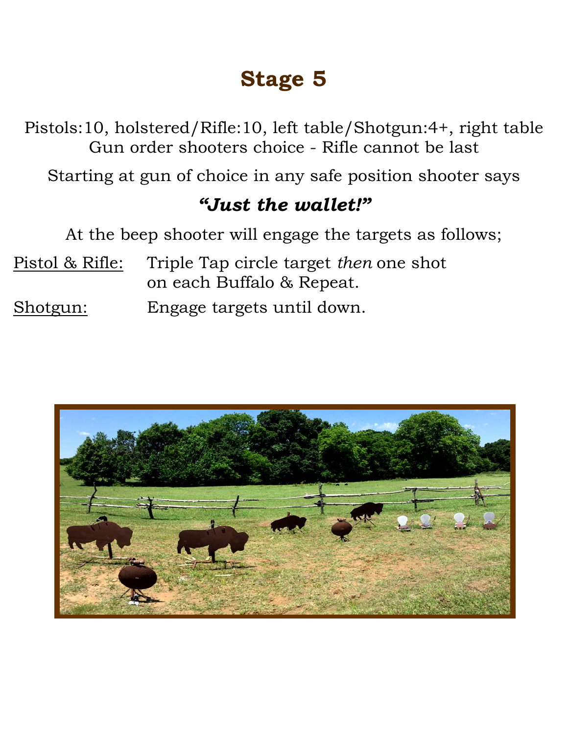# Stage 5

Pistols:10, holstered/Rifle:10, left table/Shotgun:4+, right table
Gun order shooters choice - Rifle cannot be last

Starting at gun of choice in any safe position shooter says

***"Just the wallet!"***

At the beep shooter will engage the targets as follows;

<u>Pistol & Rifle:</u> Triple Tap circle target *then* one shot on each Buffalo & Repeat.

<u>Shotgun:</u> Engage targets until down.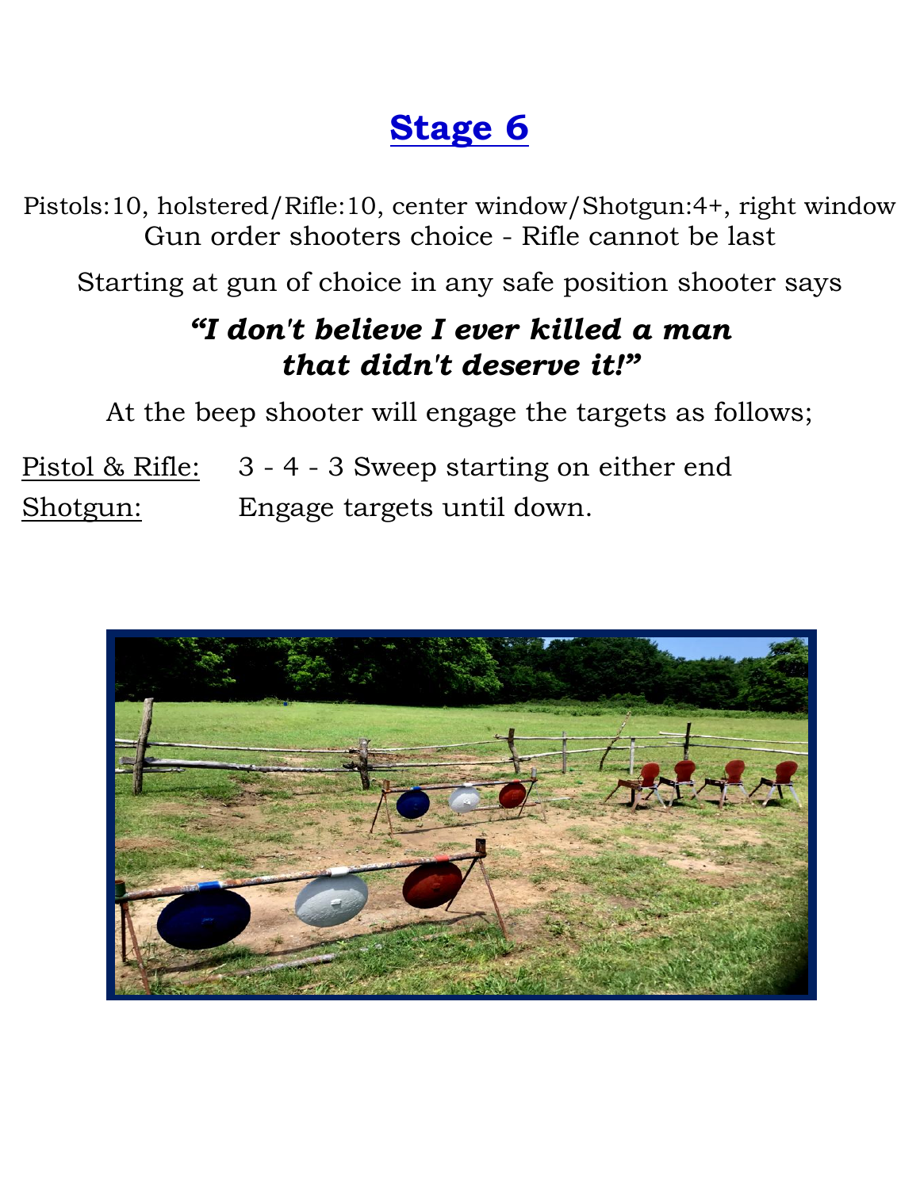# Stage 6

Pistols:10, holstered/Rifle:10, center window/Shotgun:4+, right window
Gun order shooters choice - Rifle cannot be last

Starting at gun of choice in any safe position shooter says

***"I don't believe I ever killed a man that didn't deserve it!"***

At the beep shooter will engage the targets as follows;

Pistol & Rifle: 3 - 4 - 3 Sweep starting on either end

Shotgun: Engage targets until down.